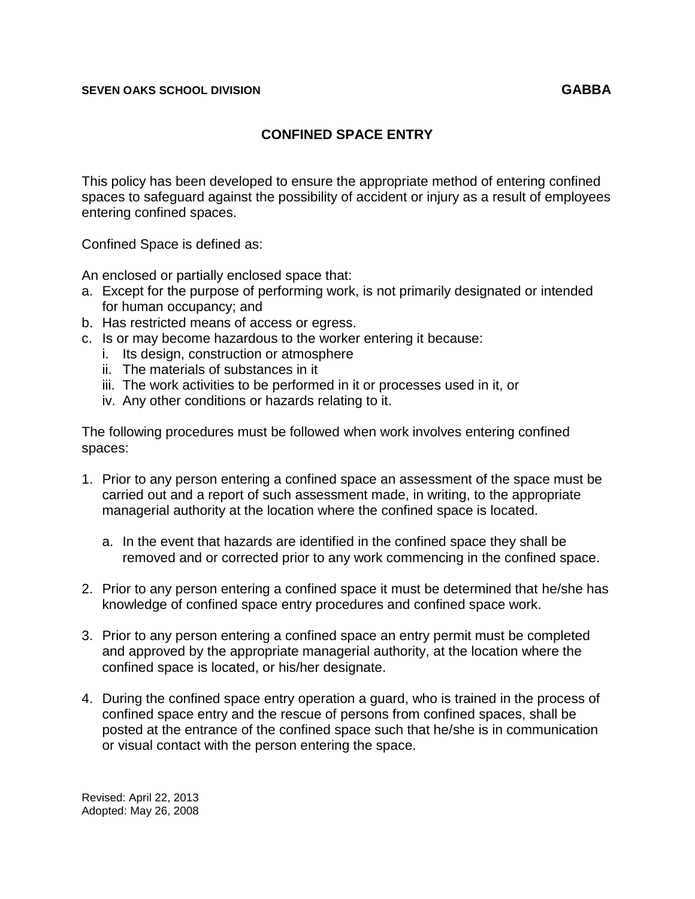**SEVEN OAKS SCHOOL DIVISION** **GABBA**

# CONFINED SPACE ENTRY

This policy has been developed to ensure the appropriate method of entering confined spaces to safeguard against the possibility of accident or injury as a result of employees entering confined spaces.

Confined Space is defined as:

An enclosed or partially enclosed space that:

a. Except for the purpose of performing work, is not primarily designated or intended for human occupancy; and
b. Has restricted means of access or egress.
c. Is or may become hazardous to the worker entering it because:
   i. Its design, construction or atmosphere
   ii. The materials of substances in it
   iii. The work activities to be performed in it or processes used in it, or
   iv. Any other conditions or hazards relating to it.

The following procedures must be followed when work involves entering confined spaces:

1. Prior to any person entering a confined space an assessment of the space must be carried out and a report of such assessment made, in writing, to the appropriate managerial authority at the location where the confined space is located.

   a. In the event that hazards are identified in the confined space they shall be removed and or corrected prior to any work commencing in the confined space.

2. Prior to any person entering a confined space it must be determined that he/she has knowledge of confined space entry procedures and confined space work.

3. Prior to any person entering a confined space an entry permit must be completed and approved by the appropriate managerial authority, at the location where the confined space is located, or his/her designate.

4. During the confined space entry operation a guard, who is trained in the process of confined space entry and the rescue of persons from confined spaces, shall be posted at the entrance of the confined space such that he/she is in communication or visual contact with the person entering the space.

Revised: April 22, 2013
Adopted: May 26, 2008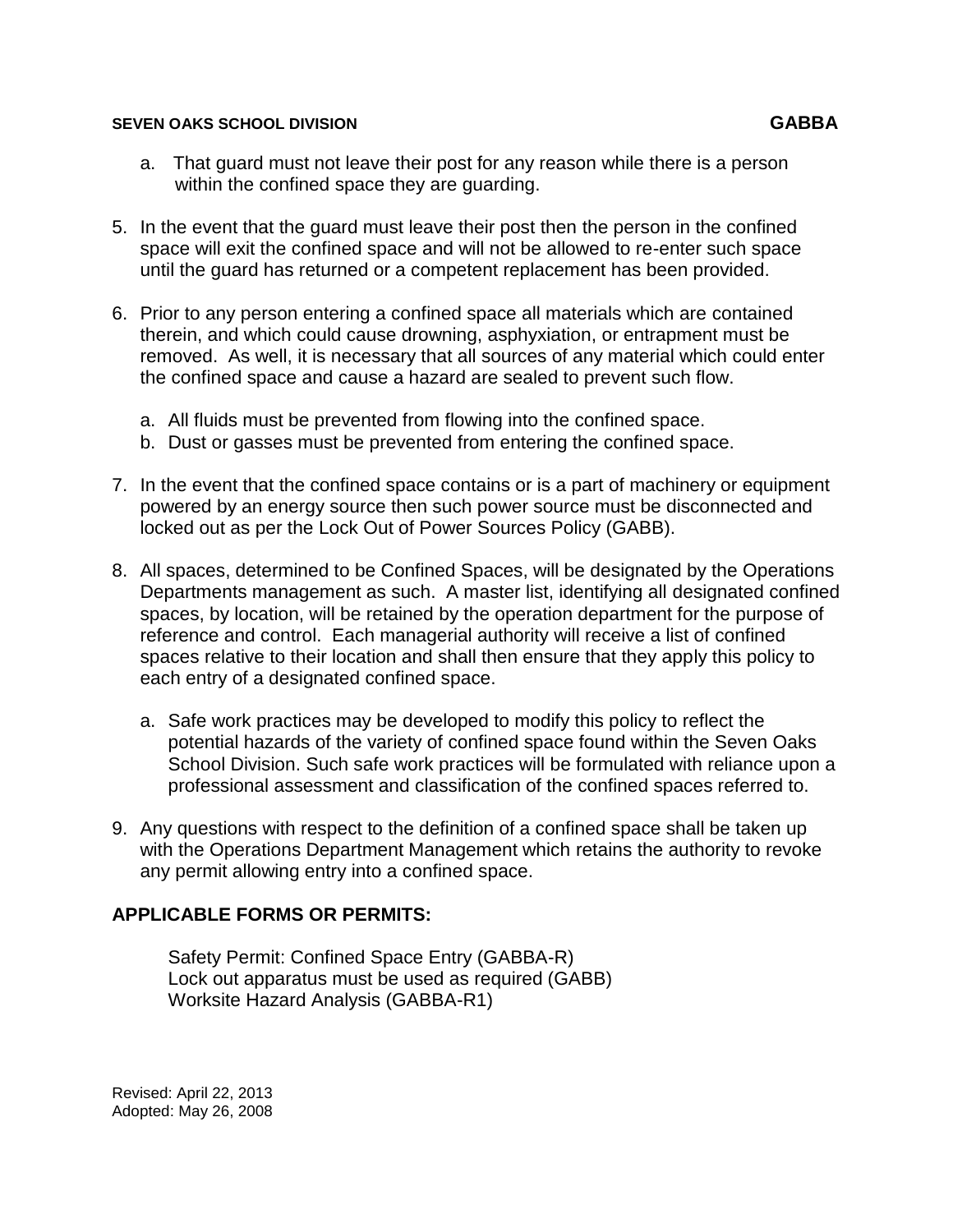a. That guard must not leave their post for any reason while there is a person within the confined space they are guarding.

5. In the event that the guard must leave their post then the person in the confined space will exit the confined space and will not be allowed to re-enter such space until the guard has returned or a competent replacement has been provided.

6. Prior to any person entering a confined space all materials which are contained therein, and which could cause drowning, asphyxiation, or entrapment must be removed. As well, it is necessary that all sources of any material which could enter the confined space and cause a hazard are sealed to prevent such flow.

   a. All fluids must be prevented from flowing into the confined space.
   b. Dust or gasses must be prevented from entering the confined space.

7. In the event that the confined space contains or is a part of machinery or equipment powered by an energy source then such power source must be disconnected and locked out as per the Lock Out of Power Sources Policy (GABB).

8. All spaces, determined to be Confined Spaces, will be designated by the Operations Departments management as such. A master list, identifying all designated confined spaces, by location, will be retained by the operation department for the purpose of reference and control. Each managerial authority will receive a list of confined spaces relative to their location and shall then ensure that they apply this policy to each entry of a designated confined space.

   a. Safe work practices may be developed to modify this policy to reflect the potential hazards of the variety of confined space found within the Seven Oaks School Division. Such safe work practices will be formulated with reliance upon a professional assessment and classification of the confined spaces referred to.

9. Any questions with respect to the definition of a confined space shall be taken up with the Operations Department Management which retains the authority to revoke any permit allowing entry into a confined space.

## APPLICABLE FORMS OR PERMITS:

Safety Permit: Confined Space Entry (GABBA-R)
Lock out apparatus must be used as required (GABB)
Worksite Hazard Analysis (GABBA-R1)

Revised: April 22, 2013
Adopted: May 26, 2008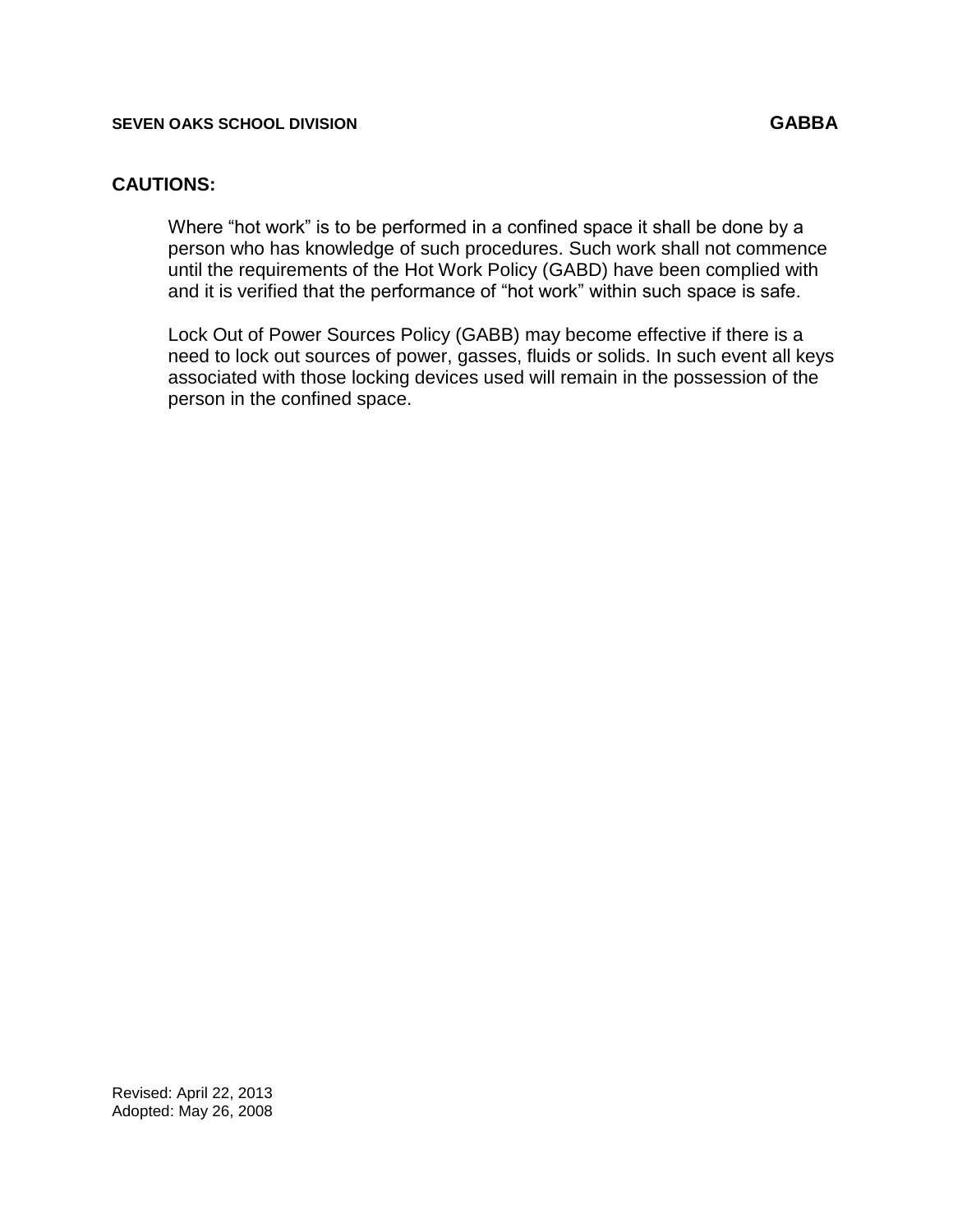## CAUTIONS:

Where “hot work” is to be performed in a confined space it shall be done by a person who has knowledge of such procedures. Such work shall not commence until the requirements of the Hot Work Policy (GABD) have been complied with and it is verified that the performance of “hot work” within such space is safe.

Lock Out of Power Sources Policy (GABB) may become effective if there is a need to lock out sources of power, gasses, fluids or solids. In such event all keys associated with those locking devices used will remain in the possession of the person in the confined space.

Revised: April 22, 2013
Adopted: May 26, 2008